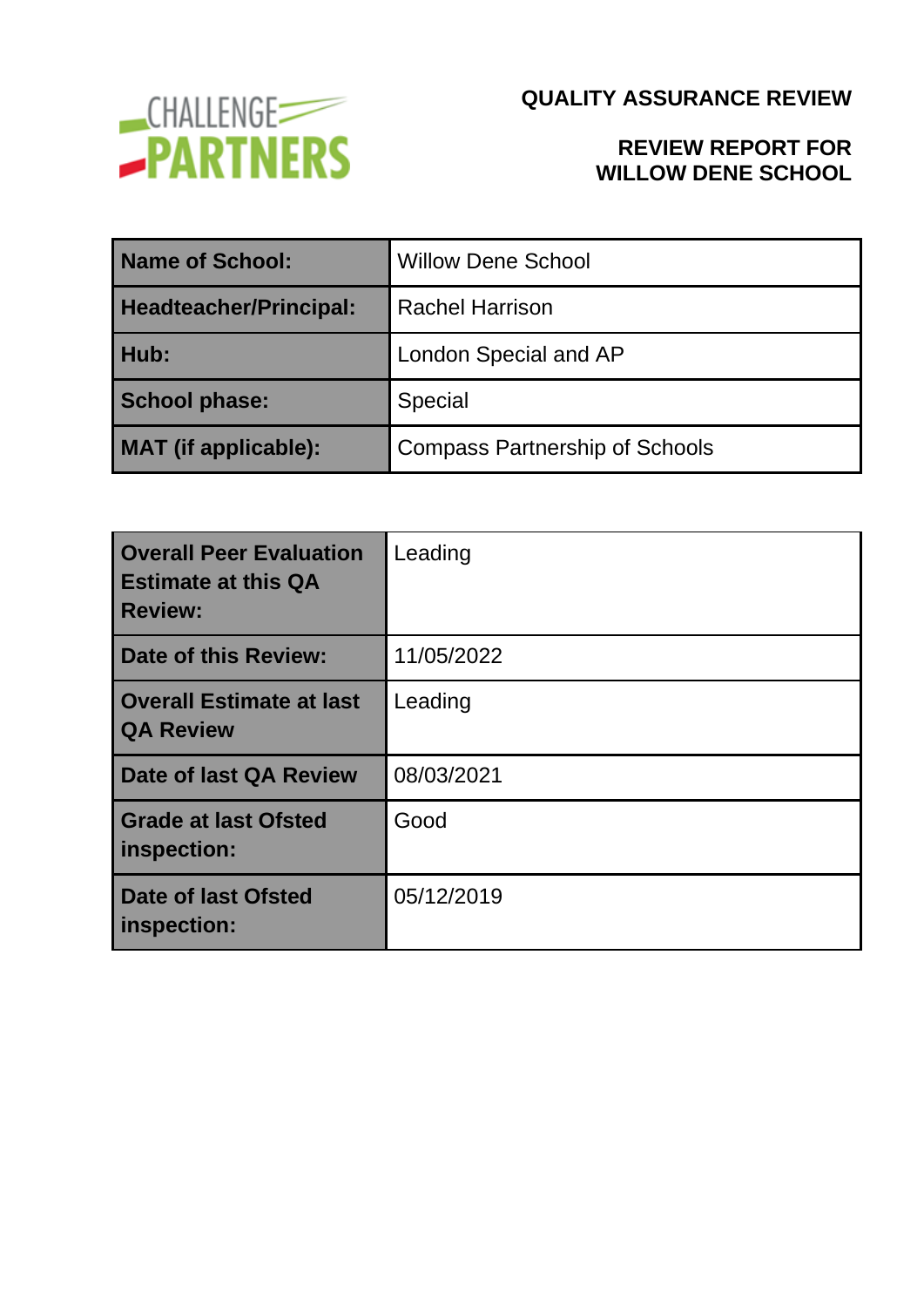CHALLENGE PARTNERS

# QUALITY ASSURANCE REVIEW

## REVIEW REPORT FOR WILLOW DENE SCHOOL

| | |
|---|---|
| **Name of School:** | Willow Dene School |
| **Headteacher/Principal:** | Rachel Harrison |
| **Hub:** | London Special and AP |
| **School phase:** | Special |
| **MAT (if applicable):** | Compass Partnership of Schools |

| | |
|---|---|
| **Overall Peer Evaluation Estimate at this QA Review:** | Leading |
| **Date of this Review:** | 11/05/2022 |
| **Overall Estimate at last QA Review** | Leading |
| **Date of last QA Review** | 08/03/2021 |
| **Grade at last Ofsted inspection:** | Good |
| **Date of last Ofsted inspection:** | 05/12/2019 |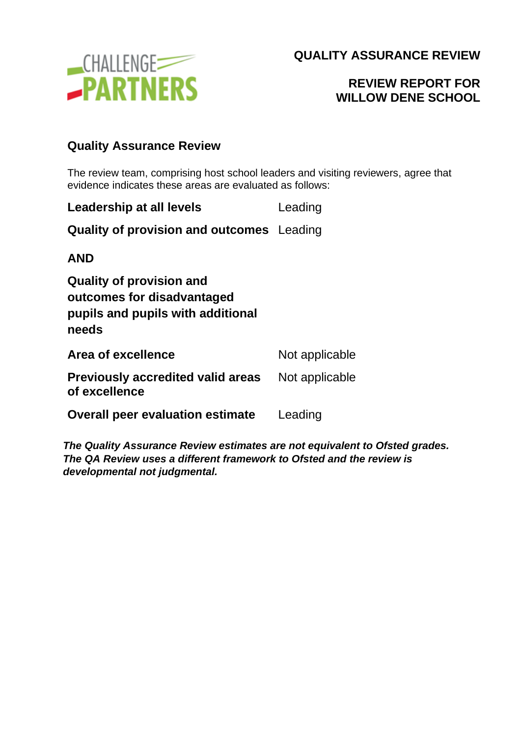**QUALITY ASSURANCE REVIEW**

**REVIEW REPORT FOR WILLOW DENE SCHOOL**

## Quality Assurance Review

The review team, comprising host school leaders and visiting reviewers, agree that evidence indicates these areas are evaluated as follows:

| | |
|---|---|
| **Leadership at all levels** | Leading |
| **Quality of provision and outcomes** | Leading |
| **AND** | |
| **Quality of provision and outcomes for disadvantaged pupils and pupils with additional needs** | |
| **Area of excellence** | Not applicable |
| **Previously accredited valid areas of excellence** | Not applicable |
| **Overall peer evaluation estimate** | Leading |

***The Quality Assurance Review estimates are not equivalent to Ofsted grades. The QA Review uses a different framework to Ofsted and the review is developmental not judgmental.***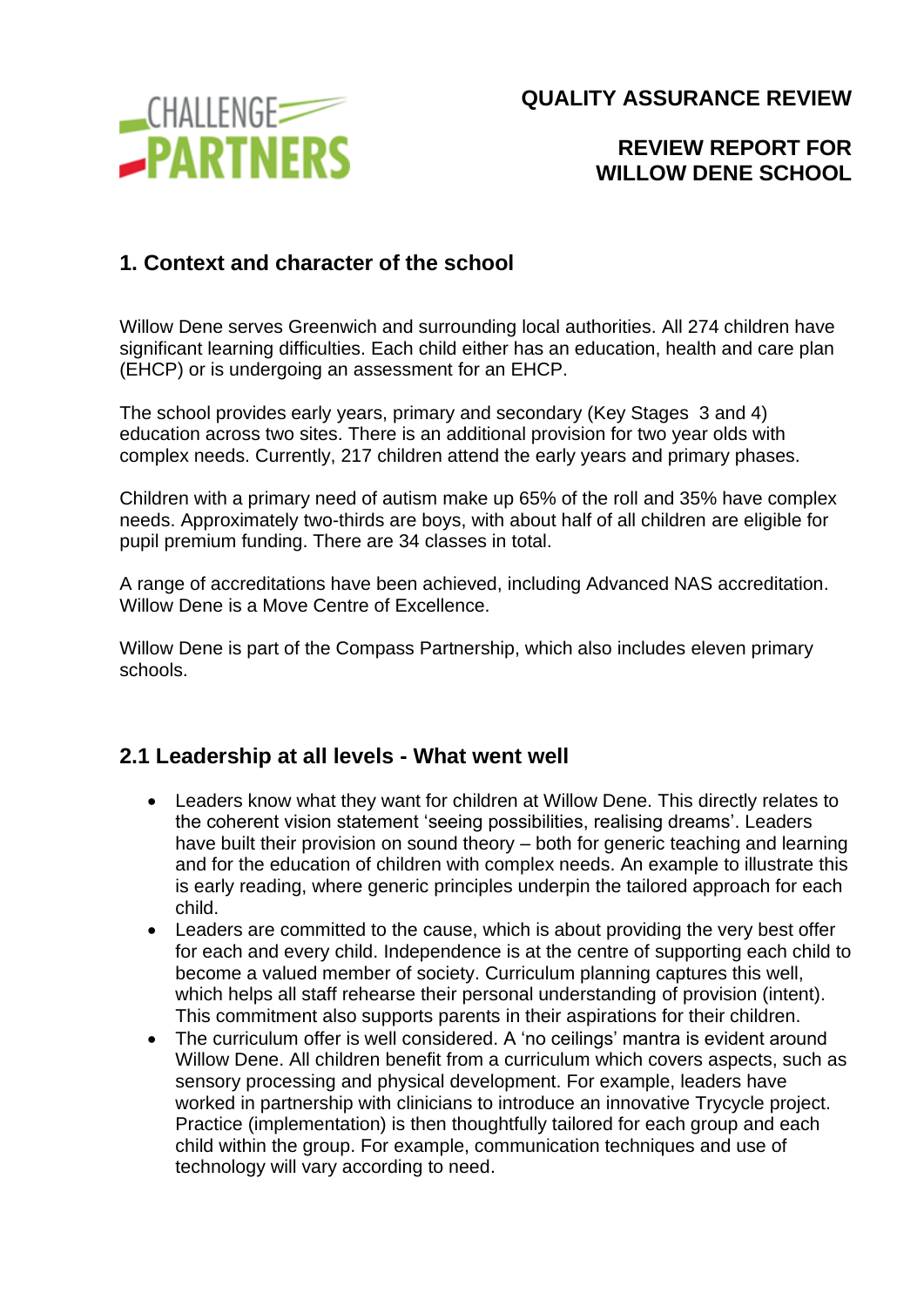**QUALITY ASSURANCE REVIEW**

**REVIEW REPORT FOR WILLOW DENE SCHOOL**

## 1. Context and character of the school

Willow Dene serves Greenwich and surrounding local authorities. All 274 children have significant learning difficulties. Each child either has an education, health and care plan (EHCP) or is undergoing an assessment for an EHCP.

The school provides early years, primary and secondary (Key Stages 3 and 4) education across two sites. There is an additional provision for two year olds with complex needs. Currently, 217 children attend the early years and primary phases.

Children with a primary need of autism make up 65% of the roll and 35% have complex needs. Approximately two-thirds are boys, with about half of all children are eligible for pupil premium funding. There are 34 classes in total.

A range of accreditations have been achieved, including Advanced NAS accreditation. Willow Dene is a Move Centre of Excellence.

Willow Dene is part of the Compass Partnership, which also includes eleven primary schools.

## 2.1 Leadership at all levels - What went well

- Leaders know what they want for children at Willow Dene. This directly relates to the coherent vision statement 'seeing possibilities, realising dreams'. Leaders have built their provision on sound theory – both for generic teaching and learning and for the education of children with complex needs. An example to illustrate this is early reading, where generic principles underpin the tailored approach for each child.
- Leaders are committed to the cause, which is about providing the very best offer for each and every child. Independence is at the centre of supporting each child to become a valued member of society. Curriculum planning captures this well, which helps all staff rehearse their personal understanding of provision (intent). This commitment also supports parents in their aspirations for their children.
- The curriculum offer is well considered. A 'no ceilings' mantra is evident around Willow Dene. All children benefit from a curriculum which covers aspects, such as sensory processing and physical development. For example, leaders have worked in partnership with clinicians to introduce an innovative Trycycle project. Practice (implementation) is then thoughtfully tailored for each group and each child within the group. For example, communication techniques and use of technology will vary according to need.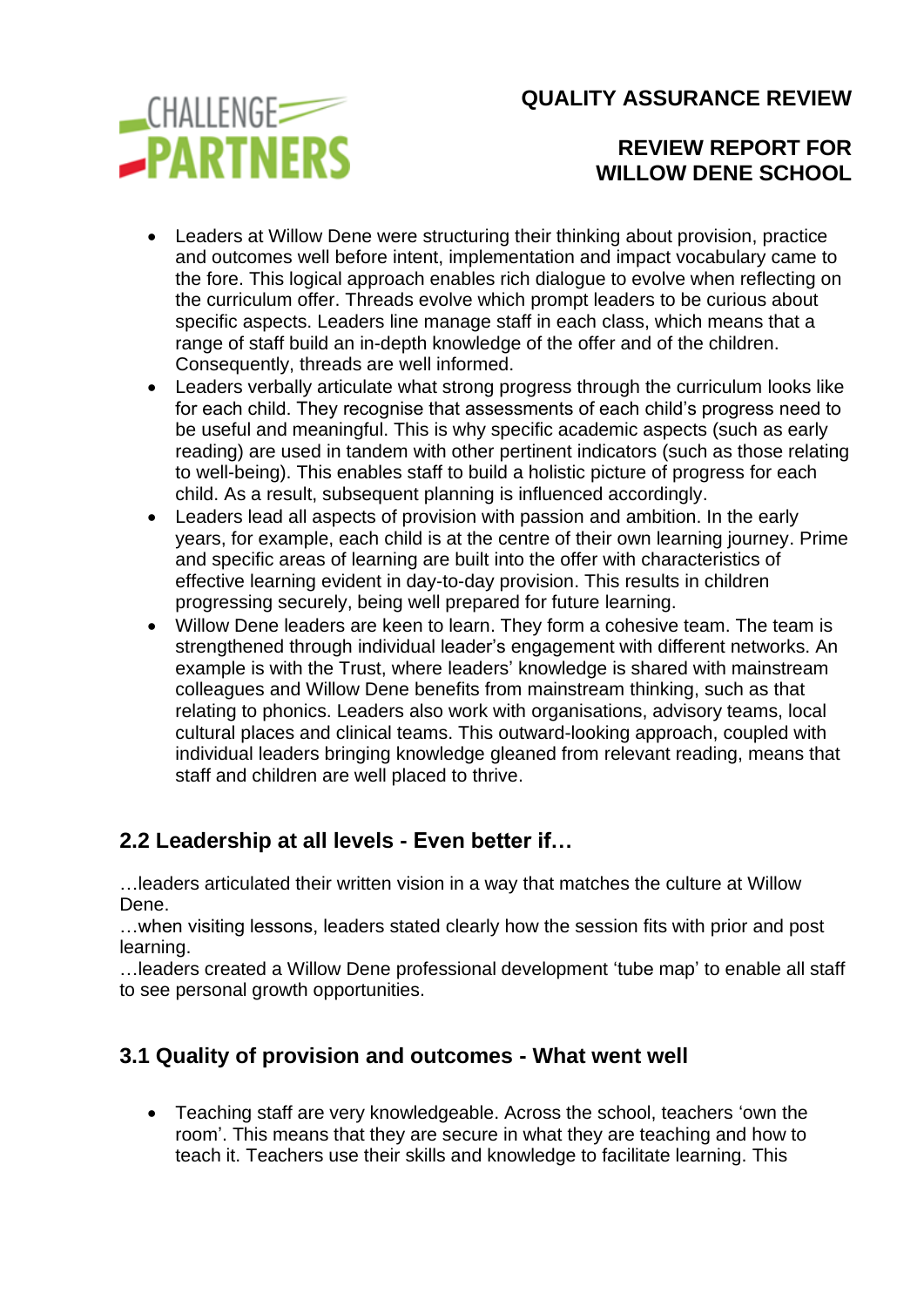- Leaders at Willow Dene were structuring their thinking about provision, practice and outcomes well before intent, implementation and impact vocabulary came to the fore. This logical approach enables rich dialogue to evolve when reflecting on the curriculum offer. Threads evolve which prompt leaders to be curious about specific aspects. Leaders line manage staff in each class, which means that a range of staff build an in-depth knowledge of the offer and of the children. Consequently, threads are well informed.
- Leaders verbally articulate what strong progress through the curriculum looks like for each child. They recognise that assessments of each child's progress need to be useful and meaningful. This is why specific academic aspects (such as early reading) are used in tandem with other pertinent indicators (such as those relating to well-being). This enables staff to build a holistic picture of progress for each child. As a result, subsequent planning is influenced accordingly.
- Leaders lead all aspects of provision with passion and ambition. In the early years, for example, each child is at the centre of their own learning journey. Prime and specific areas of learning are built into the offer with characteristics of effective learning evident in day-to-day provision. This results in children progressing securely, being well prepared for future learning.
- Willow Dene leaders are keen to learn. They form a cohesive team. The team is strengthened through individual leader's engagement with different networks. An example is with the Trust, where leaders' knowledge is shared with mainstream colleagues and Willow Dene benefits from mainstream thinking, such as that relating to phonics. Leaders also work with organisations, advisory teams, local cultural places and clinical teams. This outward-looking approach, coupled with individual leaders bringing knowledge gleaned from relevant reading, means that staff and children are well placed to thrive.

## 2.2 Leadership at all levels - Even better if…

…leaders articulated their written vision in a way that matches the culture at Willow Dene.

…when visiting lessons, leaders stated clearly how the session fits with prior and post learning.

…leaders created a Willow Dene professional development 'tube map' to enable all staff to see personal growth opportunities.

## 3.1 Quality of provision and outcomes - What went well

- Teaching staff are very knowledgeable. Across the school, teachers 'own the room'. This means that they are secure in what they are teaching and how to teach it. Teachers use their skills and knowledge to facilitate learning. This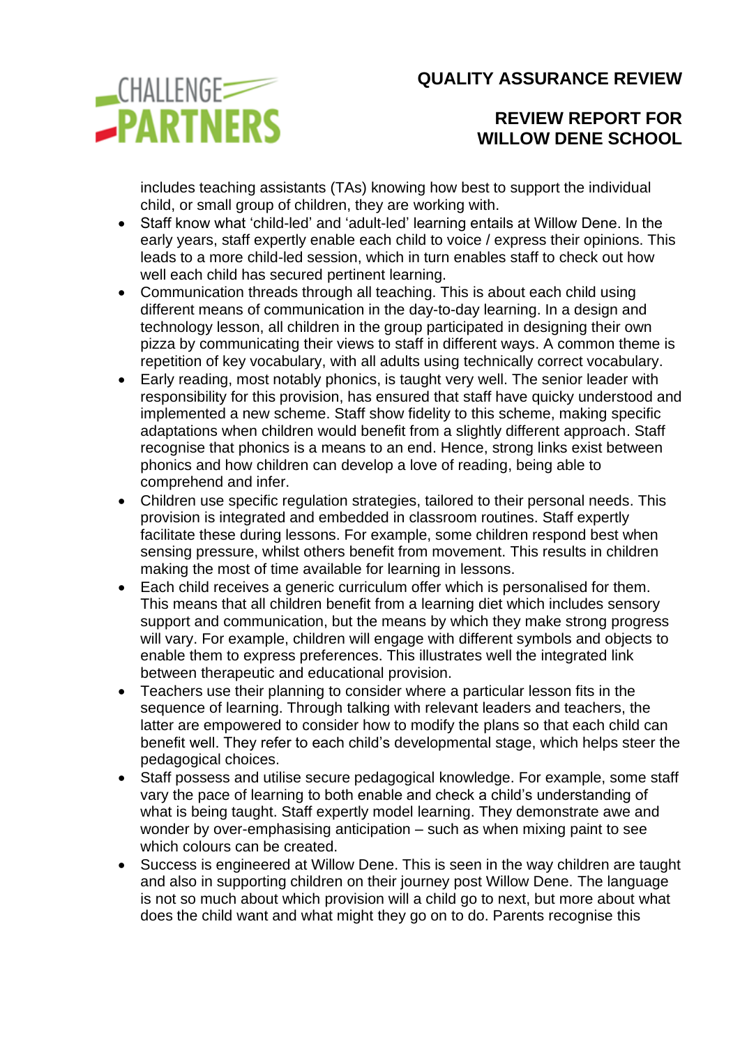includes teaching assistants (TAs) knowing how best to support the individual child, or small group of children, they are working with.

- Staff know what 'child-led' and 'adult-led' learning entails at Willow Dene. In the early years, staff expertly enable each child to voice / express their opinions. This leads to a more child-led session, which in turn enables staff to check out how well each child has secured pertinent learning.
- Communication threads through all teaching. This is about each child using different means of communication in the day-to-day learning. In a design and technology lesson, all children in the group participated in designing their own pizza by communicating their views to staff in different ways. A common theme is repetition of key vocabulary, with all adults using technically correct vocabulary.
- Early reading, most notably phonics, is taught very well. The senior leader with responsibility for this provision, has ensured that staff have quicky understood and implemented a new scheme. Staff show fidelity to this scheme, making specific adaptations when children would benefit from a slightly different approach. Staff recognise that phonics is a means to an end. Hence, strong links exist between phonics and how children can develop a love of reading, being able to comprehend and infer.
- Children use specific regulation strategies, tailored to their personal needs. This provision is integrated and embedded in classroom routines. Staff expertly facilitate these during lessons. For example, some children respond best when sensing pressure, whilst others benefit from movement. This results in children making the most of time available for learning in lessons.
- Each child receives a generic curriculum offer which is personalised for them. This means that all children benefit from a learning diet which includes sensory support and communication, but the means by which they make strong progress will vary. For example, children will engage with different symbols and objects to enable them to express preferences. This illustrates well the integrated link between therapeutic and educational provision.
- Teachers use their planning to consider where a particular lesson fits in the sequence of learning. Through talking with relevant leaders and teachers, the latter are empowered to consider how to modify the plans so that each child can benefit well. They refer to each child's developmental stage, which helps steer the pedagogical choices.
- Staff possess and utilise secure pedagogical knowledge. For example, some staff vary the pace of learning to both enable and check a child's understanding of what is being taught. Staff expertly model learning. They demonstrate awe and wonder by over-emphasising anticipation – such as when mixing paint to see which colours can be created.
- Success is engineered at Willow Dene. This is seen in the way children are taught and also in supporting children on their journey post Willow Dene. The language is not so much about which provision will a child go to next, but more about what does the child want and what might they go on to do. Parents recognise this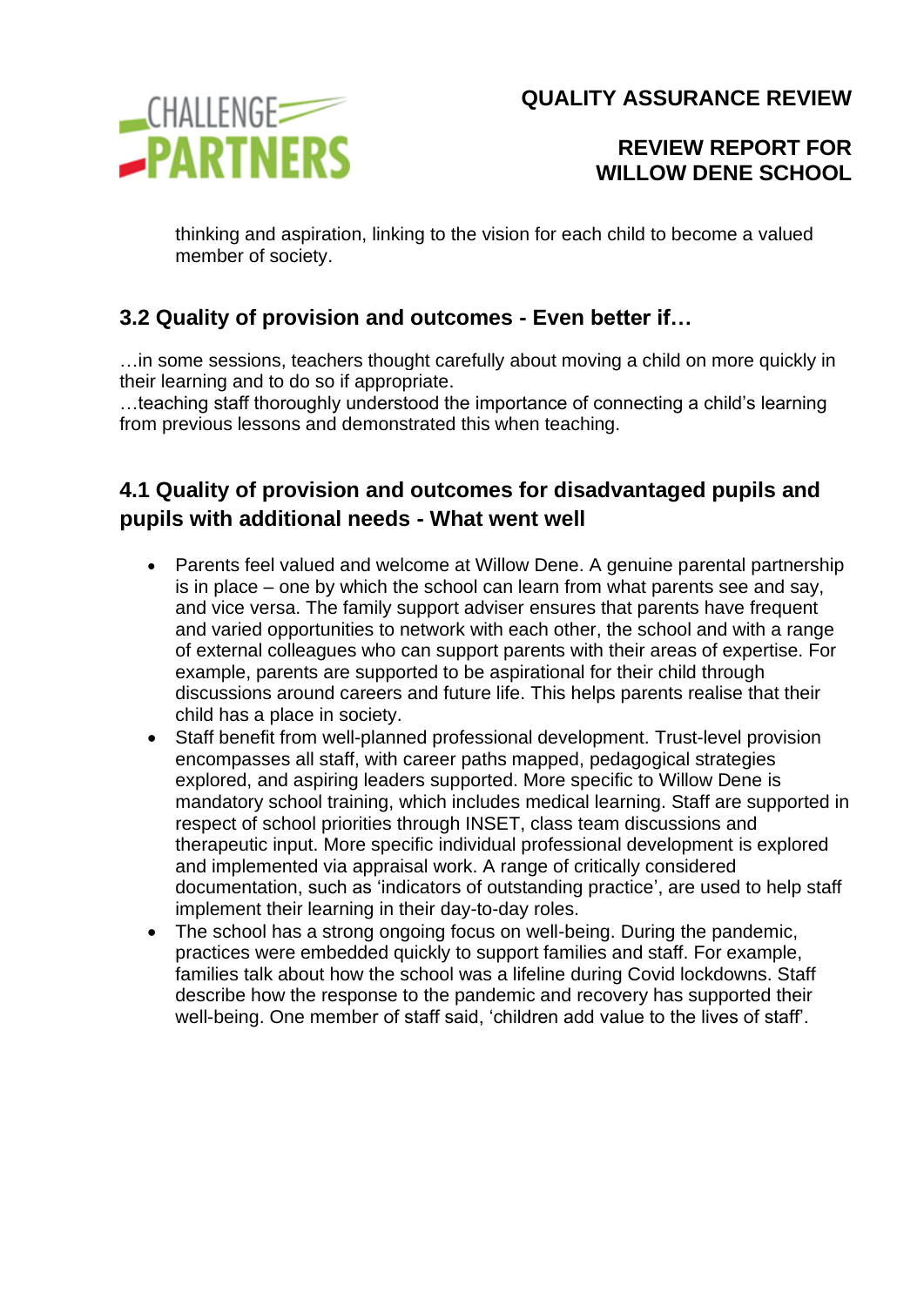thinking and aspiration, linking to the vision for each child to become a valued member of society.

## 3.2 Quality of provision and outcomes - Even better if…

…in some sessions, teachers thought carefully about moving a child on more quickly in their learning and to do so if appropriate.
…teaching staff thoroughly understood the importance of connecting a child's learning from previous lessons and demonstrated this when teaching.

## 4.1 Quality of provision and outcomes for disadvantaged pupils and pupils with additional needs - What went well

- Parents feel valued and welcome at Willow Dene. A genuine parental partnership is in place – one by which the school can learn from what parents see and say, and vice versa. The family support adviser ensures that parents have frequent and varied opportunities to network with each other, the school and with a range of external colleagues who can support parents with their areas of expertise. For example, parents are supported to be aspirational for their child through discussions around careers and future life. This helps parents realise that their child has a place in society.
- Staff benefit from well-planned professional development. Trust-level provision encompasses all staff, with career paths mapped, pedagogical strategies explored, and aspiring leaders supported. More specific to Willow Dene is mandatory school training, which includes medical learning. Staff are supported in respect of school priorities through INSET, class team discussions and therapeutic input. More specific individual professional development is explored and implemented via appraisal work. A range of critically considered documentation, such as 'indicators of outstanding practice', are used to help staff implement their learning in their day-to-day roles.
- The school has a strong ongoing focus on well-being. During the pandemic, practices were embedded quickly to support families and staff. For example, families talk about how the school was a lifeline during Covid lockdowns. Staff describe how the response to the pandemic and recovery has supported their well-being. One member of staff said, 'children add value to the lives of staff'.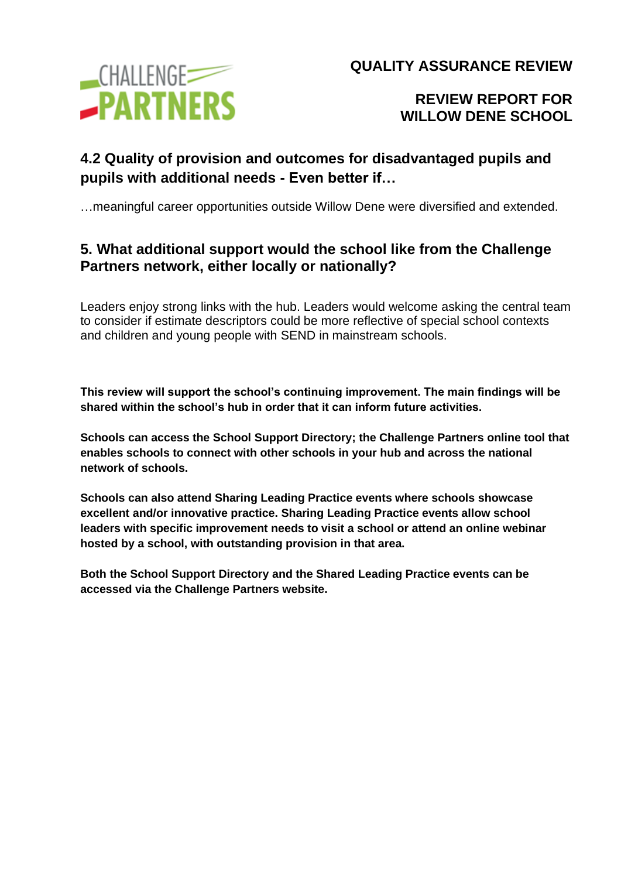## 4.2 Quality of provision and outcomes for disadvantaged pupils and pupils with additional needs - Even better if…

…meaningful career opportunities outside Willow Dene were diversified and extended.

## 5. What additional support would the school like from the Challenge Partners network, either locally or nationally?

Leaders enjoy strong links with the hub. Leaders would welcome asking the central team to consider if estimate descriptors could be more reflective of special school contexts and children and young people with SEND in mainstream schools.

**This review will support the school's continuing improvement. The main findings will be shared within the school's hub in order that it can inform future activities.**

**Schools can access the School Support Directory; the Challenge Partners online tool that enables schools to connect with other schools in your hub and across the national network of schools.**

**Schools can also attend Sharing Leading Practice events where schools showcase excellent and/or innovative practice. Sharing Leading Practice events allow school leaders with specific improvement needs to visit a school or attend an online webinar hosted by a school, with outstanding provision in that area.**

**Both the School Support Directory and the Shared Leading Practice events can be accessed via the Challenge Partners website.**